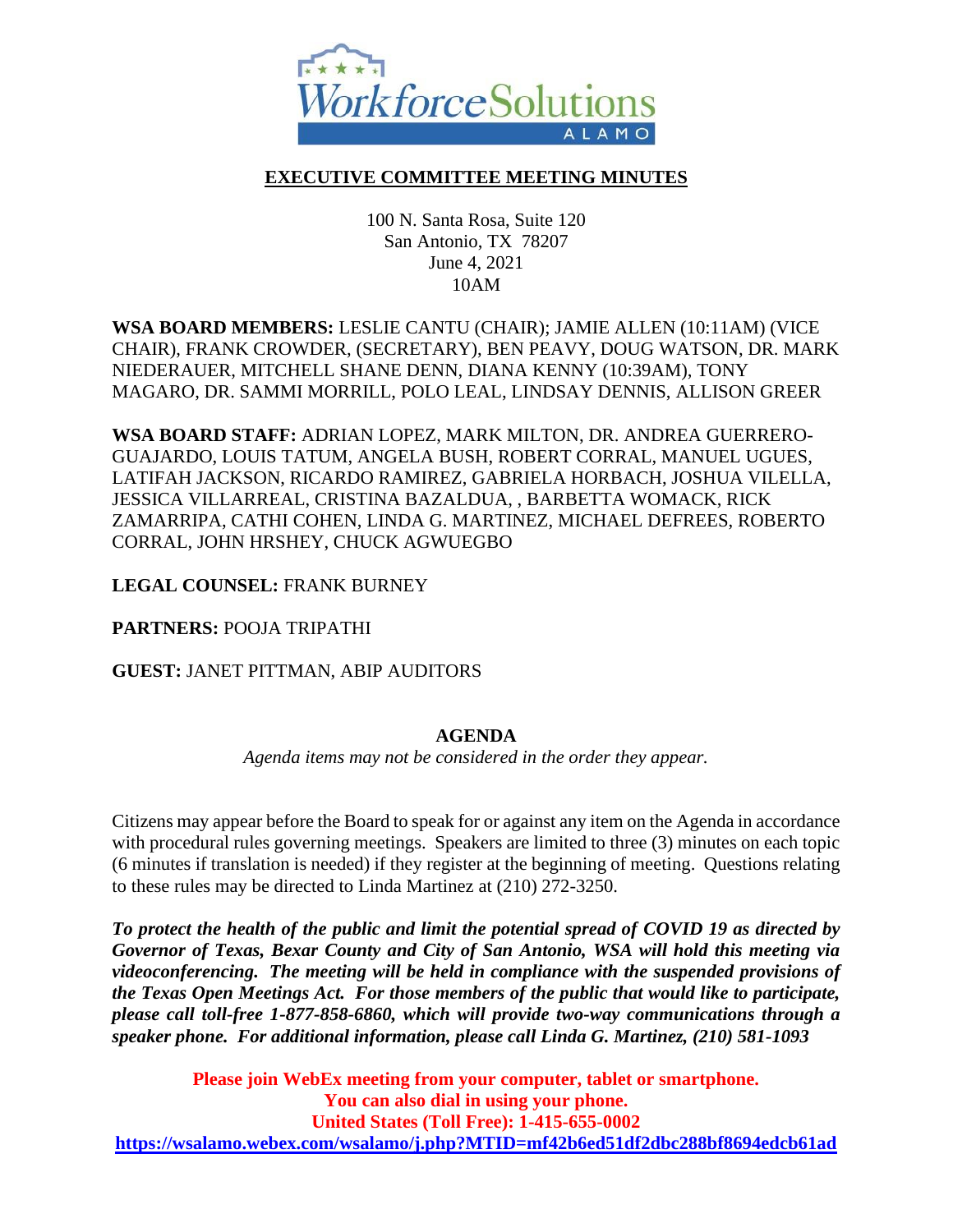**EXECUTIVE COMMITTEE MEETING MINUTES**

100 N. Santa Rosa, Suite 120
San Antonio, TX 78207
June 4, 2021
10AM

**WSA BOARD MEMBERS:** LESLIE CANTU (CHAIR); JAMIE ALLEN (10:11AM) (VICE CHAIR), FRANK CROWDER, (SECRETARY), BEN PEAVY, DOUG WATSON, DR. MARK NIEDERAUER, MITCHELL SHANE DENN, DIANA KENNY (10:39AM), TONY MAGARO, DR. SAMMI MORRILL, POLO LEAL, LINDSAY DENNIS, ALLISON GREER

**WSA BOARD STAFF:** ADRIAN LOPEZ, MARK MILTON, DR. ANDREA GUERRERO-GUAJARDO, LOUIS TATUM, ANGELA BUSH, ROBERT CORRAL, MANUEL UGUES, LATIFAH JACKSON, RICARDO RAMIREZ, GABRIELA HORBACH, JOSHUA VILELLA, JESSICA VILLARREAL, CRISTINA BAZALDUA, , BARBETTA WOMACK, RICK ZAMARRIPA, CATHI COHEN, LINDA G. MARTINEZ, MICHAEL DEFREES, ROBERTO CORRAL, JOHN HRSHEY, CHUCK AGWUEGBO

**LEGAL COUNSEL:** FRANK BURNEY

**PARTNERS:** POOJA TRIPATHI

**GUEST:** JANET PITTMAN, ABIP AUDITORS

**AGENDA**

*Agenda items may not be considered in the order they appear.*

Citizens may appear before the Board to speak for or against any item on the Agenda in accordance with procedural rules governing meetings. Speakers are limited to three (3) minutes on each topic (6 minutes if translation is needed) if they register at the beginning of meeting. Questions relating to these rules may be directed to Linda Martinez at (210) 272-3250.

***To protect the health of the public and limit the potential spread of COVID 19 as directed by Governor of Texas, Bexar County and City of San Antonio, WSA will hold this meeting via videoconferencing. The meeting will be held in compliance with the suspended provisions of the Texas Open Meetings Act. For those members of the public that would like to participate, please call toll-free 1-877-858-6860, which will provide two-way communications through a speaker phone. For additional information, please call Linda G. Martinez, (210) 581-1093***

**Please join WebEx meeting from your computer, tablet or smartphone.**
**You can also dial in using your phone.**
**United States (Toll Free): 1-415-655-0002**
**https://wsalamo.webex.com/wsalamo/j.php?MTID=mf42b6ed51df2dbc288bf8694edcb61ad**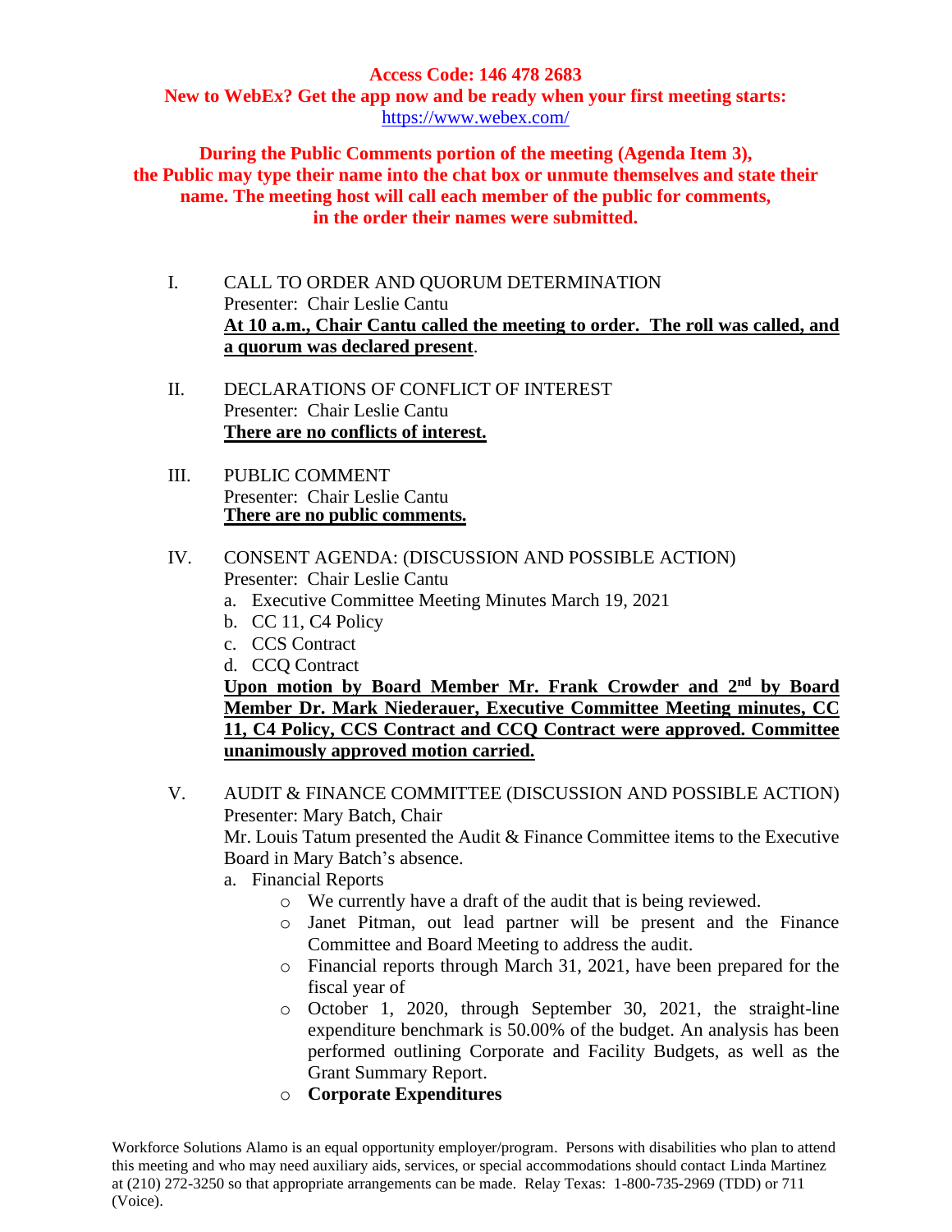**Access Code: 146 478 2683**
**New to WebEx? Get the app now and be ready when your first meeting starts:**
https://www.webex.com/

**During the Public Comments portion of the meeting (Agenda Item 3), the Public may type their name into the chat box or unmute themselves and state their name. The meeting host will call each member of the public for comments, in the order their names were submitted.**

I. CALL TO ORDER AND QUORUM DETERMINATION
Presenter: Chair Leslie Cantu
**At 10 a.m., Chair Cantu called the meeting to order. The roll was called, and a quorum was declared present**.

II. DECLARATIONS OF CONFLICT OF INTEREST
Presenter: Chair Leslie Cantu
**There are no conflicts of interest.**

III. PUBLIC COMMENT
Presenter: Chair Leslie Cantu
**There are no public comments.**

IV. CONSENT AGENDA: (DISCUSSION AND POSSIBLE ACTION)
Presenter: Chair Leslie Cantu

a. Executive Committee Meeting Minutes March 19, 2021
b. CC 11, C4 Policy
c. CCS Contract
d. CCQ Contract

**Upon motion by Board Member Mr. Frank Crowder and 2nd by Board Member Dr. Mark Niederauer, Executive Committee Meeting minutes, CC 11, C4 Policy, CCS Contract and CCQ Contract were approved. Committee unanimously approved motion carried.**

V. AUDIT & FINANCE COMMITTEE (DISCUSSION AND POSSIBLE ACTION)
Presenter: Mary Batch, Chair
Mr. Louis Tatum presented the Audit & Finance Committee items to the Executive Board in Mary Batch's absence.

a. Financial Reports
   - We currently have a draft of the audit that is being reviewed.
   - Janet Pitman, out lead partner will be present and the Finance Committee and Board Meeting to address the audit.
   - Financial reports through March 31, 2021, have been prepared for the fiscal year of
   - October 1, 2020, through September 30, 2021, the straight-line expenditure benchmark is 50.00% of the budget. An analysis has been performed outlining Corporate and Facility Budgets, as well as the Grant Summary Report.
   - **Corporate Expenditures**

Workforce Solutions Alamo is an equal opportunity employer/program. Persons with disabilities who plan to attend this meeting and who may need auxiliary aids, services, or special accommodations should contact Linda Martinez at (210) 272-3250 so that appropriate arrangements can be made. Relay Texas: 1-800-735-2969 (TDD) or 711 (Voice).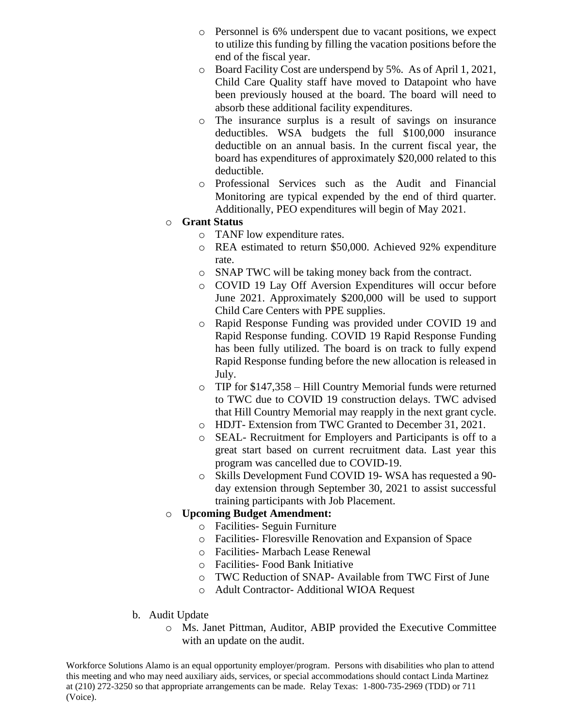- Personnel is 6% underspent due to vacant positions, we expect to utilize this funding by filling the vacation positions before the end of the fiscal year.
  - Board Facility Cost are underspend by 5%. As of April 1, 2021, Child Care Quality staff have moved to Datapoint who have been previously housed at the board. The board will need to absorb these additional facility expenditures.
  - The insurance surplus is a result of savings on insurance deductibles. WSA budgets the full $100,000 insurance deductible on an annual basis. In the current fiscal year, the board has expenditures of approximately $20,000 related to this deductible.
  - Professional Services such as the Audit and Financial Monitoring are typical expended by the end of third quarter. Additionally, PEO expenditures will begin of May 2021.
- **Grant Status**
  - TANF low expenditure rates.
  - REA estimated to return $50,000. Achieved 92% expenditure rate.
  - SNAP TWC will be taking money back from the contract.
  - COVID 19 Lay Off Aversion Expenditures will occur before June 2021. Approximately $200,000 will be used to support Child Care Centers with PPE supplies.
  - Rapid Response Funding was provided under COVID 19 and Rapid Response funding. COVID 19 Rapid Response Funding has been fully utilized. The board is on track to fully expend Rapid Response funding before the new allocation is released in July.
  - TIP for $147,358 – Hill Country Memorial funds were returned to TWC due to COVID 19 construction delays. TWC advised that Hill Country Memorial may reapply in the next grant cycle.
  - HDJT- Extension from TWC Granted to December 31, 2021.
  - SEAL- Recruitment for Employers and Participants is off to a great start based on current recruitment data. Last year this program was cancelled due to COVID-19.
  - Skills Development Fund COVID 19- WSA has requested a 90-day extension through September 30, 2021 to assist successful training participants with Job Placement.
- **Upcoming Budget Amendment:**
  - Facilities- Seguin Furniture
  - Facilities- Floresville Renovation and Expansion of Space
  - Facilities- Marbach Lease Renewal
  - Facilities- Food Bank Initiative
  - TWC Reduction of SNAP- Available from TWC First of June
  - Adult Contractor- Additional WIOA Request

b. Audit Update
  - Ms. Janet Pittman, Auditor, ABIP provided the Executive Committee with an update on the audit.

Workforce Solutions Alamo is an equal opportunity employer/program. Persons with disabilities who plan to attend this meeting and who may need auxiliary aids, services, or special accommodations should contact Linda Martinez at (210) 272-3250 so that appropriate arrangements can be made. Relay Texas: 1-800-735-2969 (TDD) or 711 (Voice).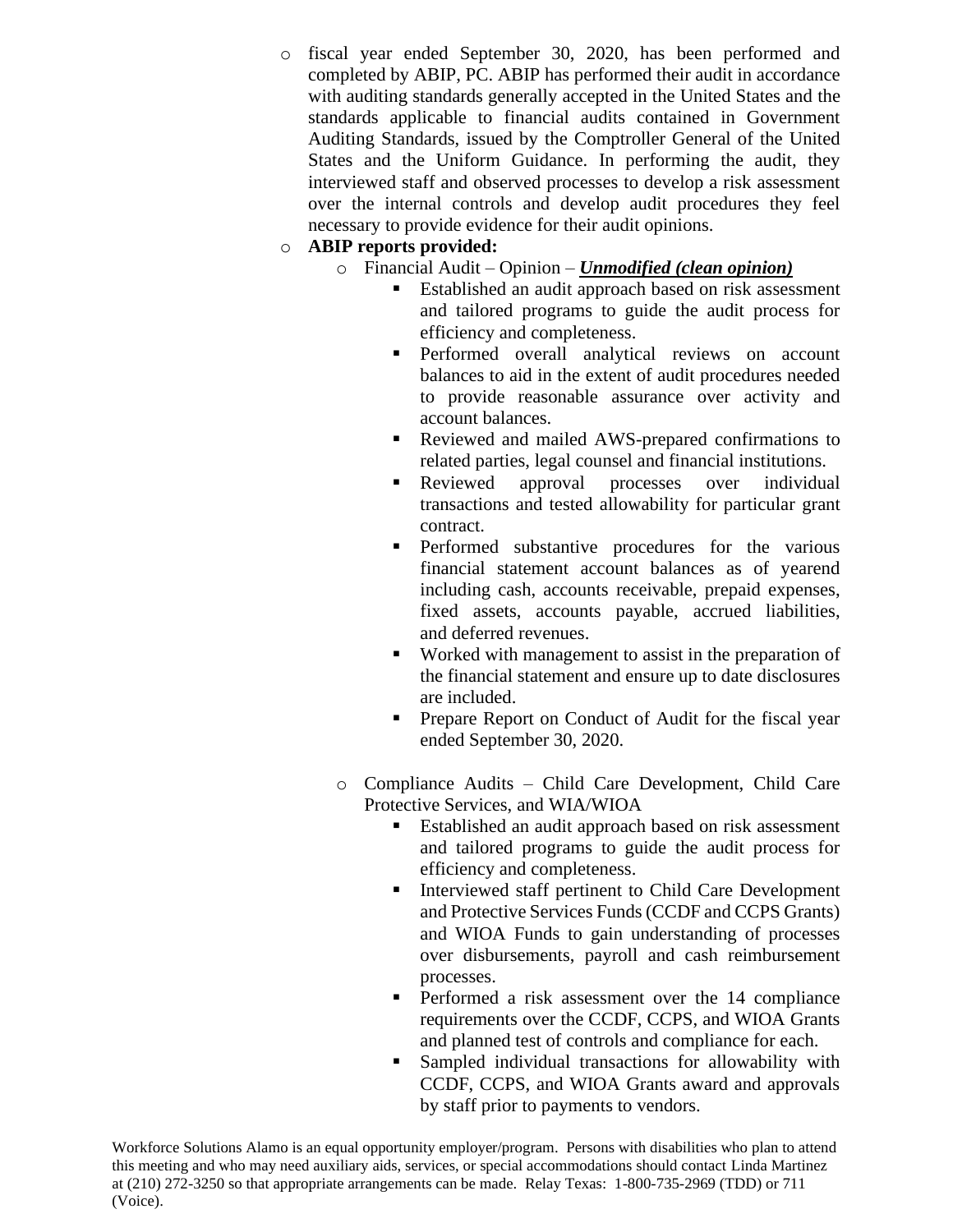- fiscal year ended September 30, 2020, has been performed and completed by ABIP, PC. ABIP has performed their audit in accordance with auditing standards generally accepted in the United States and the standards applicable to financial audits contained in Government Auditing Standards, issued by the Comptroller General of the United States and the Uniform Guidance. In performing the audit, they interviewed staff and observed processes to develop a risk assessment over the internal controls and develop audit procedures they feel necessary to provide evidence for their audit opinions.
- **ABIP reports provided:**
  - Financial Audit – Opinion – ***Unmodified (clean opinion)***
    - Established an audit approach based on risk assessment and tailored programs to guide the audit process for efficiency and completeness.
    - Performed overall analytical reviews on account balances to aid in the extent of audit procedures needed to provide reasonable assurance over activity and account balances.
    - Reviewed and mailed AWS-prepared confirmations to related parties, legal counsel and financial institutions.
    - Reviewed approval processes over individual transactions and tested allowability for particular grant contract.
    - Performed substantive procedures for the various financial statement account balances as of yearend including cash, accounts receivable, prepaid expenses, fixed assets, accounts payable, accrued liabilities, and deferred revenues.
    - Worked with management to assist in the preparation of the financial statement and ensure up to date disclosures are included.
    - Prepare Report on Conduct of Audit for the fiscal year ended September 30, 2020.

  - Compliance Audits – Child Care Development, Child Care Protective Services, and WIA/WIOA
    - Established an audit approach based on risk assessment and tailored programs to guide the audit process for efficiency and completeness.
    - Interviewed staff pertinent to Child Care Development and Protective Services Funds (CCDF and CCPS Grants) and WIOA Funds to gain understanding of processes over disbursements, payroll and cash reimbursement processes.
    - Performed a risk assessment over the 14 compliance requirements over the CCDF, CCPS, and WIOA Grants and planned test of controls and compliance for each.
    - Sampled individual transactions for allowability with CCDF, CCPS, and WIOA Grants award and approvals by staff prior to payments to vendors.

Workforce Solutions Alamo is an equal opportunity employer/program. Persons with disabilities who plan to attend this meeting and who may need auxiliary aids, services, or special accommodations should contact Linda Martinez at (210) 272-3250 so that appropriate arrangements can be made. Relay Texas: 1-800-735-2969 (TDD) or 711 (Voice).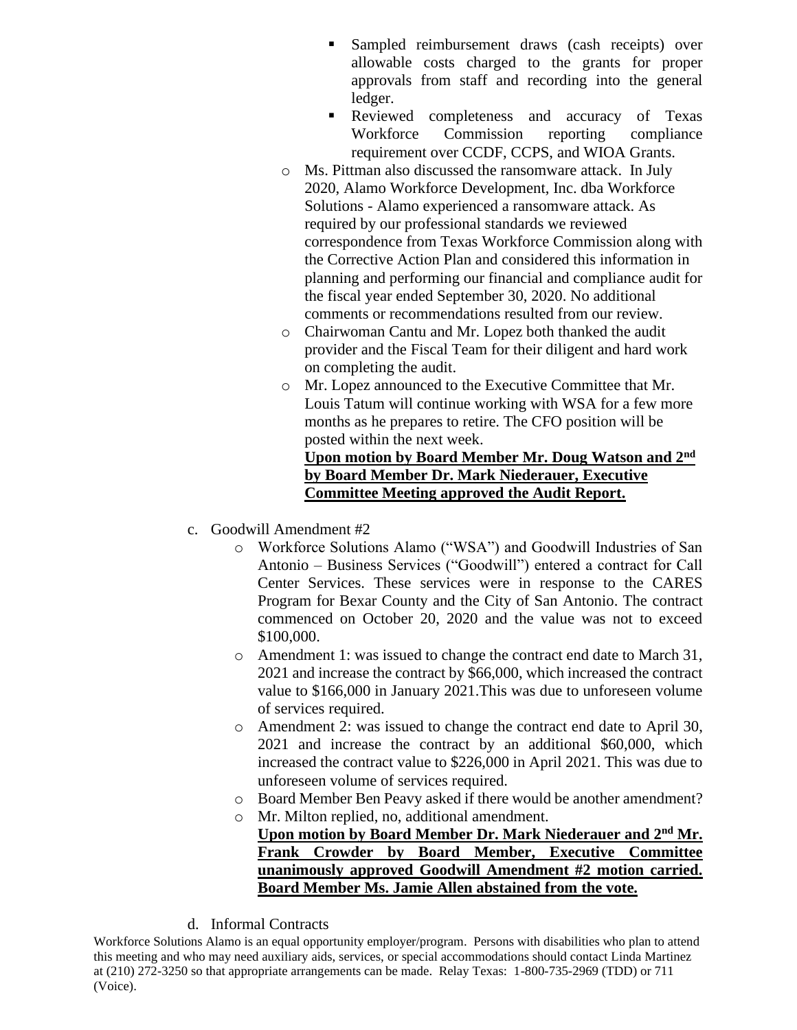- Sampled reimbursement draws (cash receipts) over allowable costs charged to the grants for proper approvals from staff and recording into the general ledger.
        - Reviewed completeness and accuracy of Texas Workforce Commission reporting compliance requirement over CCDF, CCPS, and WIOA Grants.
    - Ms. Pittman also discussed the ransomware attack. In July 2020, Alamo Workforce Development, Inc. dba Workforce Solutions - Alamo experienced a ransomware attack. As required by our professional standards we reviewed correspondence from Texas Workforce Commission along with the Corrective Action Plan and considered this information in planning and performing our financial and compliance audit for the fiscal year ended September 30, 2020. No additional comments or recommendations resulted from our review.
    - Chairwoman Cantu and Mr. Lopez both thanked the audit provider and the Fiscal Team for their diligent and hard work on completing the audit.
    - Mr. Lopez announced to the Executive Committee that Mr. Louis Tatum will continue working with WSA for a few more months as he prepares to retire. The CFO position will be posted within the next week.

      **<u>Upon motion by Board Member Mr. Doug Watson and 2nd by Board Member Dr. Mark Niederauer, Executive Committee Meeting approved the Audit Report.</u>**

c. Goodwill Amendment #2
    - Workforce Solutions Alamo ("WSA") and Goodwill Industries of San Antonio – Business Services ("Goodwill") entered a contract for Call Center Services. These services were in response to the CARES Program for Bexar County and the City of San Antonio. The contract commenced on October 20, 2020 and the value was not to exceed $100,000.
    - Amendment 1: was issued to change the contract end date to March 31, 2021 and increase the contract by $66,000, which increased the contract value to $166,000 in January 2021.This was due to unforeseen volume of services required.
    - Amendment 2: was issued to change the contract end date to April 30, 2021 and increase the contract by an additional $60,000, which increased the contract value to $226,000 in April 2021. This was due to unforeseen volume of services required.
    - Board Member Ben Peavy asked if there would be another amendment?
    - Mr. Milton replied, no, additional amendment.

      **<u>Upon motion by Board Member Dr. Mark Niederauer and 2nd Mr. Frank Crowder by Board Member, Executive Committee unanimously approved Goodwill Amendment #2 motion carried. Board Member Ms. Jamie Allen abstained from the vote.</u>**

d. Informal Contracts

Workforce Solutions Alamo is an equal opportunity employer/program. Persons with disabilities who plan to attend this meeting and who may need auxiliary aids, services, or special accommodations should contact Linda Martinez at (210) 272-3250 so that appropriate arrangements can be made. Relay Texas: 1-800-735-2969 (TDD) or 711 (Voice).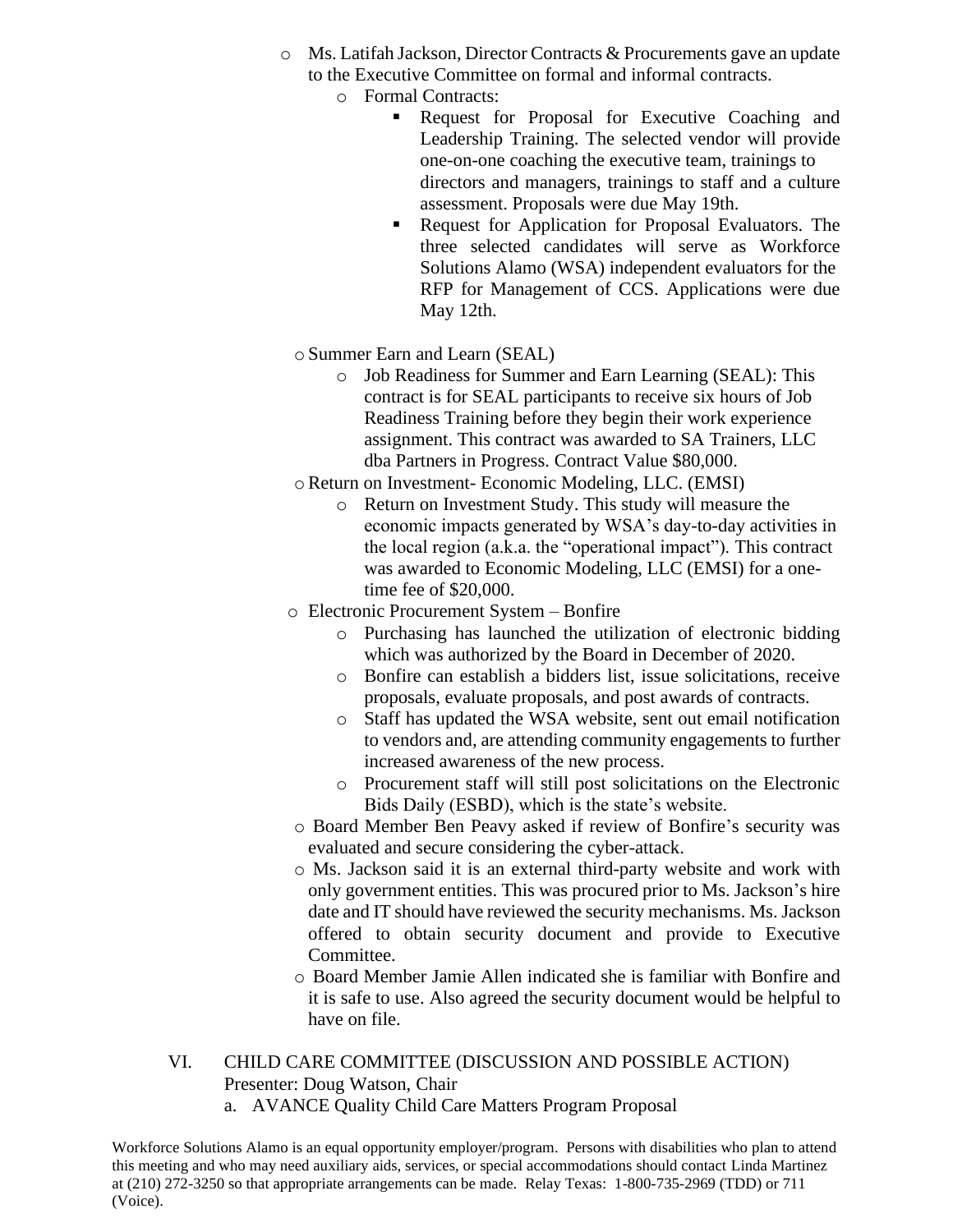- Ms. Latifah Jackson, Director Contracts & Procurements gave an update to the Executive Committee on formal and informal contracts.
  - Formal Contracts:
    - Request for Proposal for Executive Coaching and Leadership Training. The selected vendor will provide one-on-one coaching the executive team, trainings to directors and managers, trainings to staff and a culture assessment. Proposals were due May 19th.
    - Request for Application for Proposal Evaluators. The three selected candidates will serve as Workforce Solutions Alamo (WSA) independent evaluators for the RFP for Management of CCS. Applications were due May 12th.

- Summer Earn and Learn (SEAL)
  - Job Readiness for Summer and Earn Learning (SEAL): This contract is for SEAL participants to receive six hours of Job Readiness Training before they begin their work experience assignment. This contract was awarded to SA Trainers, LLC dba Partners in Progress. Contract Value $80,000.
- Return on Investment- Economic Modeling, LLC. (EMSI)
  - Return on Investment Study. This study will measure the economic impacts generated by WSA's day-to-day activities in the local region (a.k.a. the "operational impact"). This contract was awarded to Economic Modeling, LLC (EMSI) for a one-time fee of $20,000.
- Electronic Procurement System – Bonfire
  - Purchasing has launched the utilization of electronic bidding which was authorized by the Board in December of 2020.
  - Bonfire can establish a bidders list, issue solicitations, receive proposals, evaluate proposals, and post awards of contracts.
  - Staff has updated the WSA website, sent out email notification to vendors and, are attending community engagements to further increased awareness of the new process.
  - Procurement staff will still post solicitations on the Electronic Bids Daily (ESBD), which is the state's website.
- Board Member Ben Peavy asked if review of Bonfire's security was evaluated and secure considering the cyber-attack.
- Ms. Jackson said it is an external third-party website and work with only government entities. This was procured prior to Ms. Jackson's hire date and IT should have reviewed the security mechanisms. Ms. Jackson offered to obtain security document and provide to Executive Committee.
- Board Member Jamie Allen indicated she is familiar with Bonfire and it is safe to use. Also agreed the security document would be helpful to have on file.

VI. CHILD CARE COMMITTEE (DISCUSSION AND POSSIBLE ACTION)
Presenter: Doug Watson, Chair

a. AVANCE Quality Child Care Matters Program Proposal

Workforce Solutions Alamo is an equal opportunity employer/program. Persons with disabilities who plan to attend this meeting and who may need auxiliary aids, services, or special accommodations should contact Linda Martinez at (210) 272-3250 so that appropriate arrangements can be made. Relay Texas: 1-800-735-2969 (TDD) or 711 (Voice).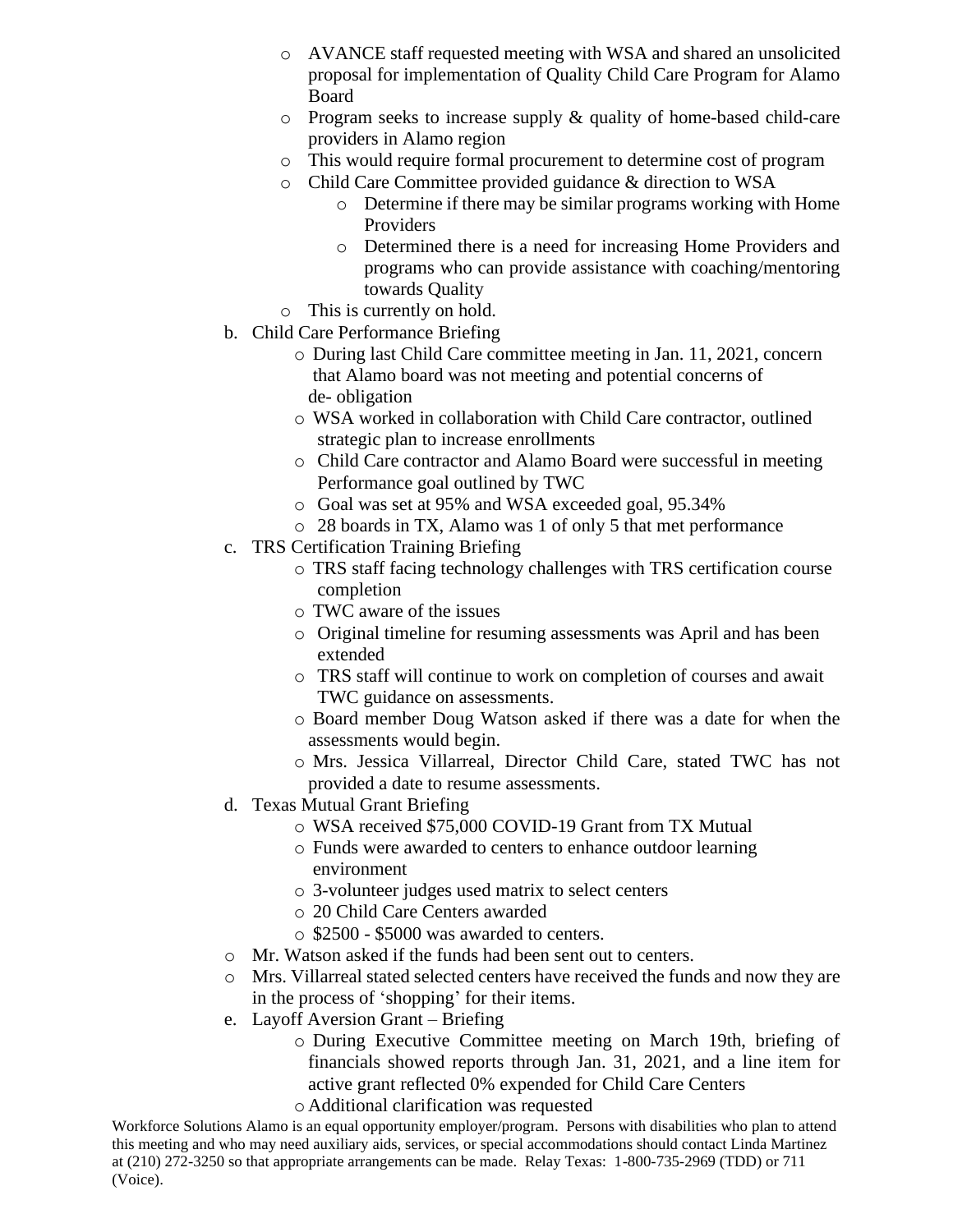- AVANCE staff requested meeting with WSA and shared an unsolicited proposal for implementation of Quality Child Care Program for Alamo Board
  - Program seeks to increase supply & quality of home-based child-care providers in Alamo region
  - This would require formal procurement to determine cost of program
  - Child Care Committee provided guidance & direction to WSA
    - Determine if there may be similar programs working with Home Providers
    - Determined there is a need for increasing Home Providers and programs who can provide assistance with coaching/mentoring towards Quality
  - This is currently on hold.

b. Child Care Performance Briefing
   - During last Child Care committee meeting in Jan. 11, 2021, concern that Alamo board was not meeting and potential concerns of de- obligation
   - WSA worked in collaboration with Child Care contractor, outlined strategic plan to increase enrollments
   - Child Care contractor and Alamo Board were successful in meeting Performance goal outlined by TWC
   - Goal was set at 95% and WSA exceeded goal, 95.34%
   - 28 boards in TX, Alamo was 1 of only 5 that met performance

c. TRS Certification Training Briefing
   - TRS staff facing technology challenges with TRS certification course completion
   - TWC aware of the issues
   - Original timeline for resuming assessments was April and has been extended
   - TRS staff will continue to work on completion of courses and await TWC guidance on assessments.
   - Board member Doug Watson asked if there was a date for when the assessments would begin.
   - Mrs. Jessica Villarreal, Director Child Care, stated TWC has not provided a date to resume assessments.

d. Texas Mutual Grant Briefing
   - WSA received $75,000 COVID-19 Grant from TX Mutual
   - Funds were awarded to centers to enhance outdoor learning environment
   - 3-volunteer judges used matrix to select centers
   - 20 Child Care Centers awarded
   - $2500 - $5000 was awarded to centers.

- Mr. Watson asked if the funds had been sent out to centers.
- Mrs. Villarreal stated selected centers have received the funds and now they are in the process of 'shopping' for their items.

e. Layoff Aversion Grant – Briefing
   - During Executive Committee meeting on March 19th, briefing of financials showed reports through Jan. 31, 2021, and a line item for active grant reflected 0% expended for Child Care Centers
   - Additional clarification was requested

Workforce Solutions Alamo is an equal opportunity employer/program. Persons with disabilities who plan to attend this meeting and who may need auxiliary aids, services, or special accommodations should contact Linda Martinez at (210) 272-3250 so that appropriate arrangements can be made. Relay Texas: 1-800-735-2969 (TDD) or 711 (Voice).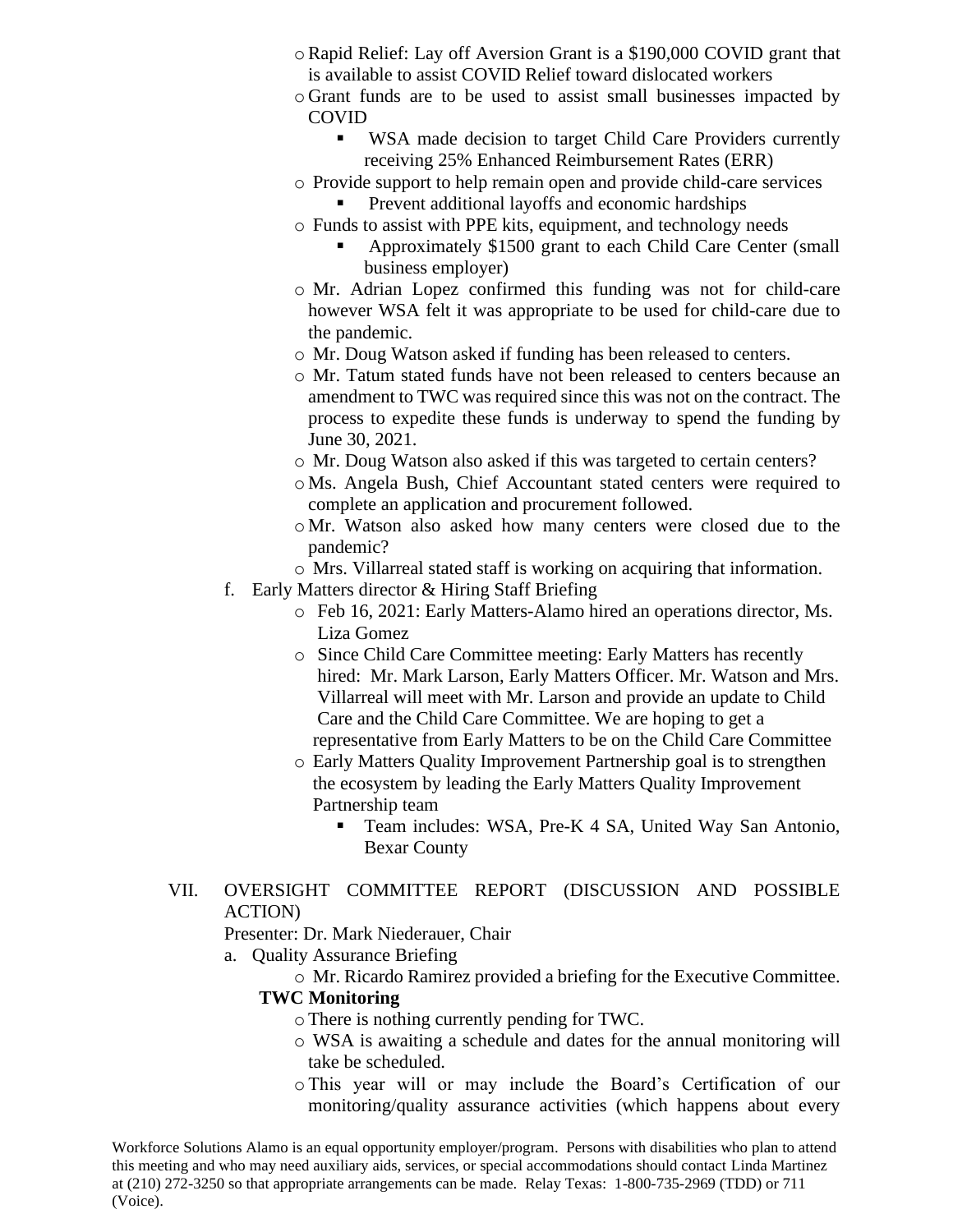- Rapid Relief: Lay off Aversion Grant is a $190,000 COVID grant that is available to assist COVID Relief toward dislocated workers
- Grant funds are to be used to assist small businesses impacted by COVID
  - WSA made decision to target Child Care Providers currently receiving 25% Enhanced Reimbursement Rates (ERR)
- Provide support to help remain open and provide child-care services
  - Prevent additional layoffs and economic hardships
- Funds to assist with PPE kits, equipment, and technology needs
  - Approximately $1500 grant to each Child Care Center (small business employer)
- Mr. Adrian Lopez confirmed this funding was not for child-care however WSA felt it was appropriate to be used for child-care due to the pandemic.
- Mr. Doug Watson asked if funding has been released to centers.
- Mr. Tatum stated funds have not been released to centers because an amendment to TWC was required since this was not on the contract. The process to expedite these funds is underway to spend the funding by June 30, 2021.
- Mr. Doug Watson also asked if this was targeted to certain centers?
- Ms. Angela Bush, Chief Accountant stated centers were required to complete an application and procurement followed.
- Mr. Watson also asked how many centers were closed due to the pandemic?
- Mrs. Villarreal stated staff is working on acquiring that information.

f. Early Matters director & Hiring Staff Briefing
- Feb 16, 2021: Early Matters-Alamo hired an operations director, Ms. Liza Gomez
- Since Child Care Committee meeting: Early Matters has recently hired: Mr. Mark Larson, Early Matters Officer. Mr. Watson and Mrs. Villarreal will meet with Mr. Larson and provide an update to Child Care and the Child Care Committee. We are hoping to get a representative from Early Matters to be on the Child Care Committee
- Early Matters Quality Improvement Partnership goal is to strengthen the ecosystem by leading the Early Matters Quality Improvement Partnership team
  - Team includes: WSA, Pre-K 4 SA, United Way San Antonio, Bexar County

VII. OVERSIGHT COMMITTEE REPORT (DISCUSSION AND POSSIBLE ACTION)

Presenter: Dr. Mark Niederauer, Chair

a. Quality Assurance Briefing
- Mr. Ricardo Ramirez provided a briefing for the Executive Committee.

**TWC Monitoring**
- There is nothing currently pending for TWC.
- WSA is awaiting a schedule and dates for the annual monitoring will take be scheduled.
- This year will or may include the Board's Certification of our monitoring/quality assurance activities (which happens about every

Workforce Solutions Alamo is an equal opportunity employer/program. Persons with disabilities who plan to attend this meeting and who may need auxiliary aids, services, or special accommodations should contact Linda Martinez at (210) 272-3250 so that appropriate arrangements can be made. Relay Texas: 1-800-735-2969 (TDD) or 711 (Voice).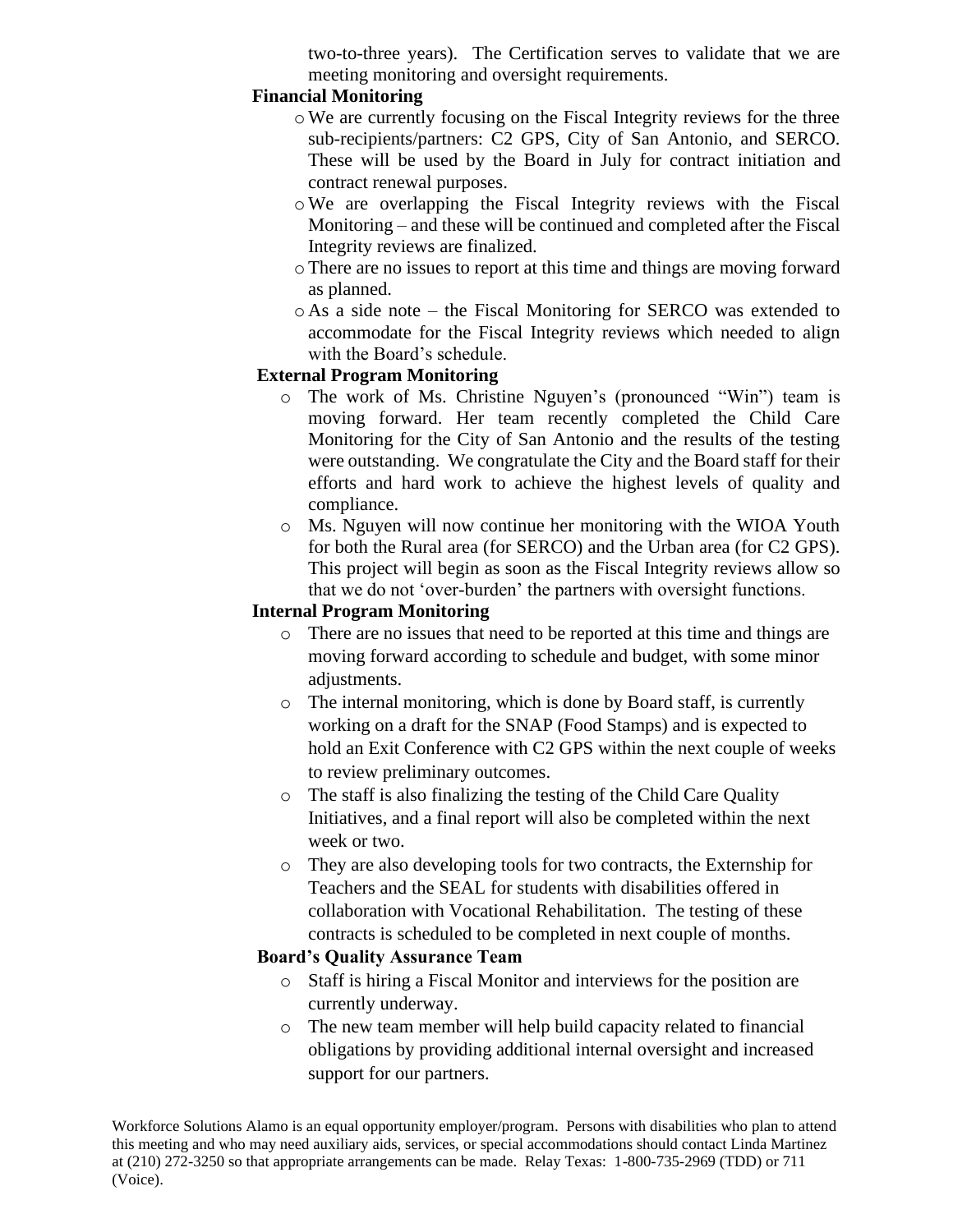two-to-three years). The Certification serves to validate that we are meeting monitoring and oversight requirements.

**Financial Monitoring**

- We are currently focusing on the Fiscal Integrity reviews for the three sub-recipients/partners: C2 GPS, City of San Antonio, and SERCO. These will be used by the Board in July for contract initiation and contract renewal purposes.
- We are overlapping the Fiscal Integrity reviews with the Fiscal Monitoring – and these will be continued and completed after the Fiscal Integrity reviews are finalized.
- There are no issues to report at this time and things are moving forward as planned.
- As a side note – the Fiscal Monitoring for SERCO was extended to accommodate for the Fiscal Integrity reviews which needed to align with the Board's schedule.

**External Program Monitoring**

- The work of Ms. Christine Nguyen's (pronounced "Win") team is moving forward. Her team recently completed the Child Care Monitoring for the City of San Antonio and the results of the testing were outstanding. We congratulate the City and the Board staff for their efforts and hard work to achieve the highest levels of quality and compliance.
- Ms. Nguyen will now continue her monitoring with the WIOA Youth for both the Rural area (for SERCO) and the Urban area (for C2 GPS). This project will begin as soon as the Fiscal Integrity reviews allow so that we do not 'over-burden' the partners with oversight functions.

**Internal Program Monitoring**

- There are no issues that need to be reported at this time and things are moving forward according to schedule and budget, with some minor adjustments.
- The internal monitoring, which is done by Board staff, is currently working on a draft for the SNAP (Food Stamps) and is expected to hold an Exit Conference with C2 GPS within the next couple of weeks to review preliminary outcomes.
- The staff is also finalizing the testing of the Child Care Quality Initiatives, and a final report will also be completed within the next week or two.
- They are also developing tools for two contracts, the Externship for Teachers and the SEAL for students with disabilities offered in collaboration with Vocational Rehabilitation. The testing of these contracts is scheduled to be completed in next couple of months.

**Board's Quality Assurance Team**

- Staff is hiring a Fiscal Monitor and interviews for the position are currently underway.
- The new team member will help build capacity related to financial obligations by providing additional internal oversight and increased support for our partners.

Workforce Solutions Alamo is an equal opportunity employer/program. Persons with disabilities who plan to attend this meeting and who may need auxiliary aids, services, or special accommodations should contact Linda Martinez at (210) 272-3250 so that appropriate arrangements can be made. Relay Texas: 1-800-735-2969 (TDD) or 711 (Voice).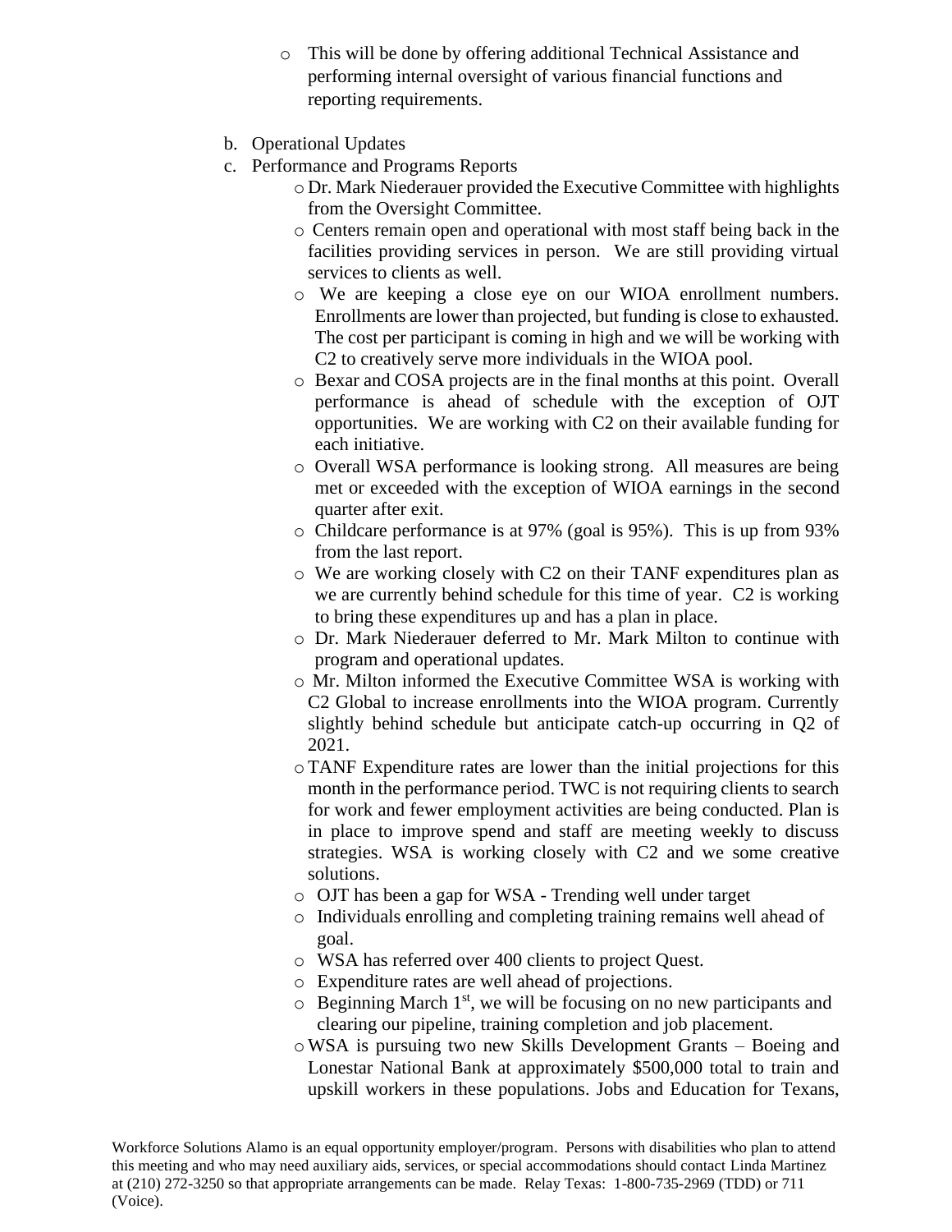- This will be done by offering additional Technical Assistance and performing internal oversight of various financial functions and reporting requirements.

b. Operational Updates

c. Performance and Programs Reports

- Dr. Mark Niederauer provided the Executive Committee with highlights from the Oversight Committee.
- Centers remain open and operational with most staff being back in the facilities providing services in person. We are still providing virtual services to clients as well.
- We are keeping a close eye on our WIOA enrollment numbers. Enrollments are lower than projected, but funding is close to exhausted. The cost per participant is coming in high and we will be working with C2 to creatively serve more individuals in the WIOA pool.
- Bexar and COSA projects are in the final months at this point. Overall performance is ahead of schedule with the exception of OJT opportunities. We are working with C2 on their available funding for each initiative.
- Overall WSA performance is looking strong. All measures are being met or exceeded with the exception of WIOA earnings in the second quarter after exit.
- Childcare performance is at 97% (goal is 95%). This is up from 93% from the last report.
- We are working closely with C2 on their TANF expenditures plan as we are currently behind schedule for this time of year. C2 is working to bring these expenditures up and has a plan in place.
- Dr. Mark Niederauer deferred to Mr. Mark Milton to continue with program and operational updates.
- Mr. Milton informed the Executive Committee WSA is working with C2 Global to increase enrollments into the WIOA program. Currently slightly behind schedule but anticipate catch-up occurring in Q2 of 2021.
- TANF Expenditure rates are lower than the initial projections for this month in the performance period. TWC is not requiring clients to search for work and fewer employment activities are being conducted. Plan is in place to improve spend and staff are meeting weekly to discuss strategies. WSA is working closely with C2 and we some creative solutions.
- OJT has been a gap for WSA - Trending well under target
- Individuals enrolling and completing training remains well ahead of goal.
- WSA has referred over 400 clients to project Quest.
- Expenditure rates are well ahead of projections.
- Beginning March 1st, we will be focusing on no new participants and clearing our pipeline, training completion and job placement.
- WSA is pursuing two new Skills Development Grants – Boeing and Lonestar National Bank at approximately $500,000 total to train and upskill workers in these populations. Jobs and Education for Texans,

Workforce Solutions Alamo is an equal opportunity employer/program. Persons with disabilities who plan to attend this meeting and who may need auxiliary aids, services, or special accommodations should contact Linda Martinez at (210) 272-3250 so that appropriate arrangements can be made. Relay Texas: 1-800-735-2969 (TDD) or 711 (Voice).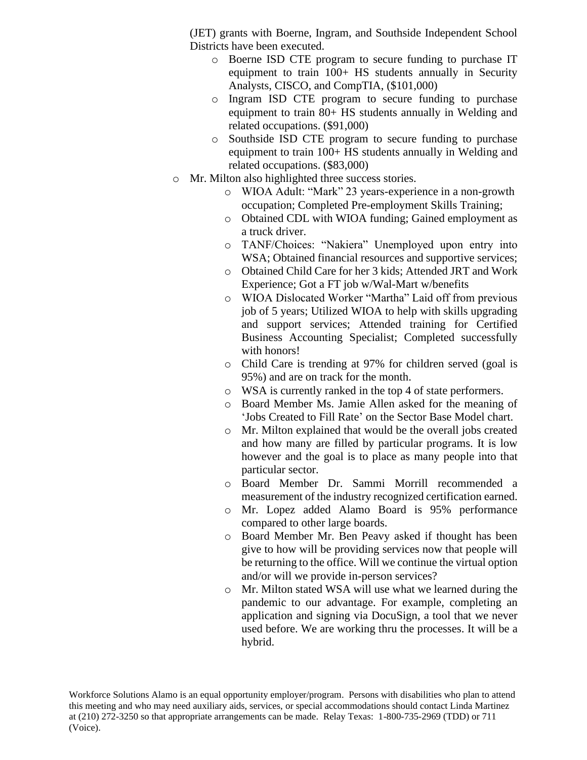(JET) grants with Boerne, Ingram, and Southside Independent School Districts have been executed.

- Boerne ISD CTE program to secure funding to purchase IT equipment to train 100+ HS students annually in Security Analysts, CISCO, and CompTIA, ($101,000)
- Ingram ISD CTE program to secure funding to purchase equipment to train 80+ HS students annually in Welding and related occupations. ($91,000)
- Southside ISD CTE program to secure funding to purchase equipment to train 100+ HS students annually in Welding and related occupations. ($83,000)

- Mr. Milton also highlighted three success stories.
  - WIOA Adult: "Mark" 23 years-experience in a non-growth occupation; Completed Pre-employment Skills Training;
  - Obtained CDL with WIOA funding; Gained employment as a truck driver.
  - TANF/Choices: "Nakiera" Unemployed upon entry into WSA; Obtained financial resources and supportive services;
  - Obtained Child Care for her 3 kids; Attended JRT and Work Experience; Got a FT job w/Wal-Mart w/benefits
  - WIOA Dislocated Worker "Martha" Laid off from previous job of 5 years; Utilized WIOA to help with skills upgrading and support services; Attended training for Certified Business Accounting Specialist; Completed successfully with honors!
  - Child Care is trending at 97% for children served (goal is 95%) and are on track for the month.
  - WSA is currently ranked in the top 4 of state performers.
  - Board Member Ms. Jamie Allen asked for the meaning of 'Jobs Created to Fill Rate' on the Sector Base Model chart.
  - Mr. Milton explained that would be the overall jobs created and how many are filled by particular programs. It is low however and the goal is to place as many people into that particular sector.
  - Board Member Dr. Sammi Morrill recommended a measurement of the industry recognized certification earned.
  - Mr. Lopez added Alamo Board is 95% performance compared to other large boards.
  - Board Member Mr. Ben Peavy asked if thought has been give to how will be providing services now that people will be returning to the office. Will we continue the virtual option and/or will we provide in-person services?
  - Mr. Milton stated WSA will use what we learned during the pandemic to our advantage. For example, completing an application and signing via DocuSign, a tool that we never used before. We are working thru the processes. It will be a hybrid.

Workforce Solutions Alamo is an equal opportunity employer/program. Persons with disabilities who plan to attend this meeting and who may need auxiliary aids, services, or special accommodations should contact Linda Martinez at (210) 272-3250 so that appropriate arrangements can be made. Relay Texas: 1-800-735-2969 (TDD) or 711 (Voice).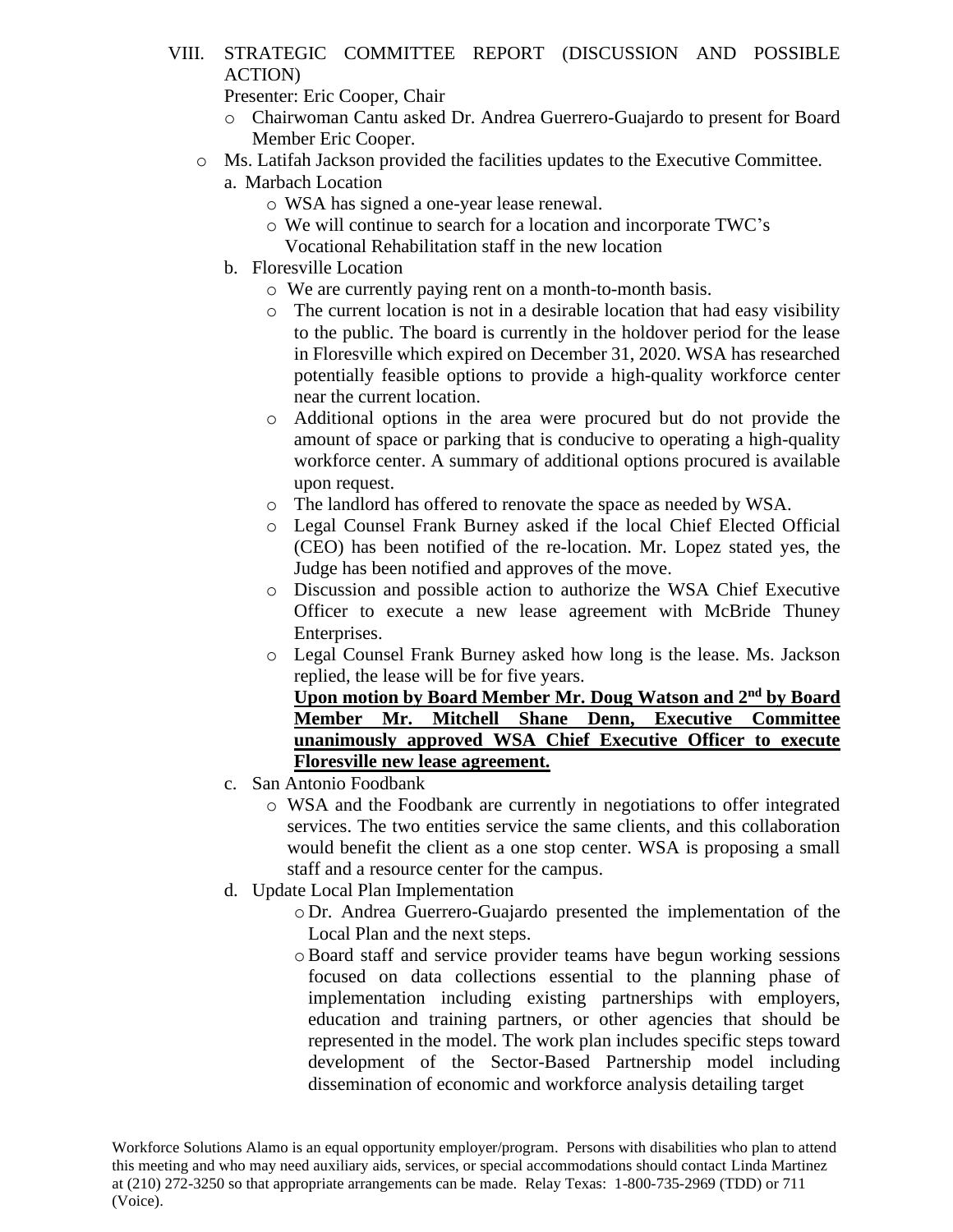VIII. STRATEGIC COMMITTEE REPORT (DISCUSSION AND POSSIBLE ACTION)

Presenter: Eric Cooper, Chair

- Chairwoman Cantu asked Dr. Andrea Guerrero-Guajardo to present for Board Member Eric Cooper.

- Ms. Latifah Jackson provided the facilities updates to the Executive Committee.

a. Marbach Location
  - WSA has signed a one-year lease renewal.
  - We will continue to search for a location and incorporate TWC's Vocational Rehabilitation staff in the new location

b. Floresville Location
  - We are currently paying rent on a month-to-month basis.
  - The current location is not in a desirable location that had easy visibility to the public. The board is currently in the holdover period for the lease in Floresville which expired on December 31, 2020. WSA has researched potentially feasible options to provide a high-quality workforce center near the current location.
  - Additional options in the area were procured but do not provide the amount of space or parking that is conducive to operating a high-quality workforce center. A summary of additional options procured is available upon request.
  - The landlord has offered to renovate the space as needed by WSA.
  - Legal Counsel Frank Burney asked if the local Chief Elected Official (CEO) has been notified of the re-location. Mr. Lopez stated yes, the Judge has been notified and approves of the move.
  - Discussion and possible action to authorize the WSA Chief Executive Officer to execute a new lease agreement with McBride Thuney Enterprises.
  - Legal Counsel Frank Burney asked how long is the lease. Ms. Jackson replied, the lease will be for five years.

    **<u>Upon motion by Board Member Mr. Doug Watson and 2nd by Board Member Mr. Mitchell Shane Denn, Executive Committee unanimously approved WSA Chief Executive Officer to execute Floresville new lease agreement.</u>**

c. San Antonio Foodbank
  - WSA and the Foodbank are currently in negotiations to offer integrated services. The two entities service the same clients, and this collaboration would benefit the client as a one stop center. WSA is proposing a small staff and a resource center for the campus.

d. Update Local Plan Implementation
  - Dr. Andrea Guerrero-Guajardo presented the implementation of the Local Plan and the next steps.
  - Board staff and service provider teams have begun working sessions focused on data collections essential to the planning phase of implementation including existing partnerships with employers, education and training partners, or other agencies that should be represented in the model. The work plan includes specific steps toward development of the Sector-Based Partnership model including dissemination of economic and workforce analysis detailing target

Workforce Solutions Alamo is an equal opportunity employer/program. Persons with disabilities who plan to attend this meeting and who may need auxiliary aids, services, or special accommodations should contact Linda Martinez at (210) 272-3250 so that appropriate arrangements can be made. Relay Texas: 1-800-735-2969 (TDD) or 711 (Voice).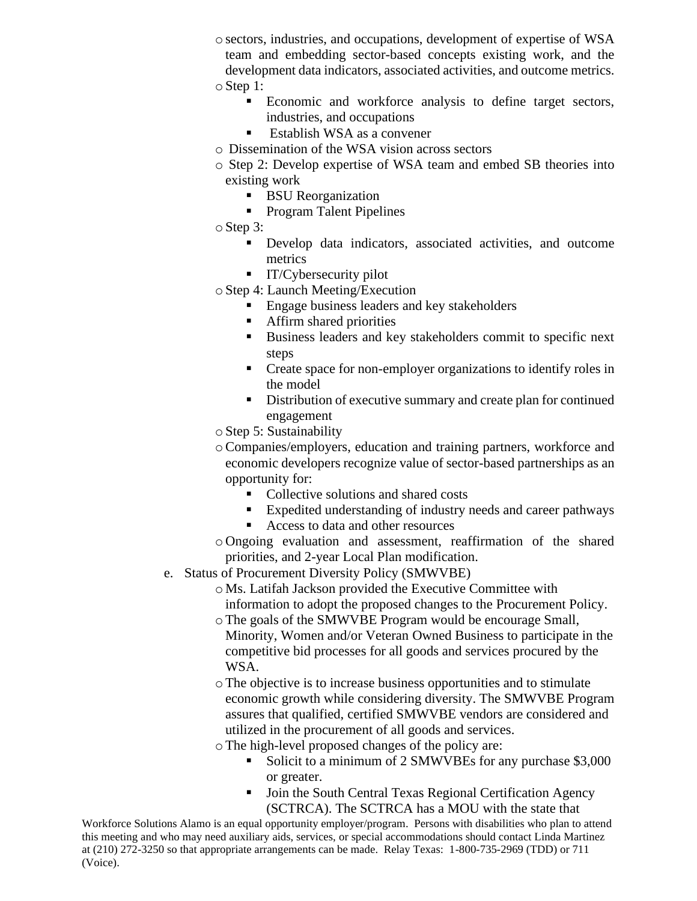- sectors, industries, and occupations, development of expertise of WSA team and embedding sector-based concepts existing work, and the development data indicators, associated activities, and outcome metrics.
- Step 1:
  - Economic and workforce analysis to define target sectors, industries, and occupations
  - Establish WSA as a convener
- Dissemination of the WSA vision across sectors
- Step 2: Develop expertise of WSA team and embed SB theories into existing work
  - BSU Reorganization
  - Program Talent Pipelines
- Step 3:
  - Develop data indicators, associated activities, and outcome metrics
  - IT/Cybersecurity pilot
- Step 4: Launch Meeting/Execution
  - Engage business leaders and key stakeholders
  - Affirm shared priorities
  - Business leaders and key stakeholders commit to specific next steps
  - Create space for non-employer organizations to identify roles in the model
  - Distribution of executive summary and create plan for continued engagement
- Step 5: Sustainability
- Companies/employers, education and training partners, workforce and economic developers recognize value of sector-based partnerships as an opportunity for:
  - Collective solutions and shared costs
  - Expedited understanding of industry needs and career pathways
  - Access to data and other resources
- Ongoing evaluation and assessment, reaffirmation of the shared priorities, and 2-year Local Plan modification.

e. Status of Procurement Diversity Policy (SMWVBE)

- Ms. Latifah Jackson provided the Executive Committee with information to adopt the proposed changes to the Procurement Policy.
- The goals of the SMWVBE Program would be encourage Small, Minority, Women and/or Veteran Owned Business to participate in the competitive bid processes for all goods and services procured by the WSA.
- The objective is to increase business opportunities and to stimulate economic growth while considering diversity. The SMWVBE Program assures that qualified, certified SMWVBE vendors are considered and utilized in the procurement of all goods and services.
- The high-level proposed changes of the policy are:
  - Solicit to a minimum of 2 SMWVBEs for any purchase $3,000 or greater.
  - Join the South Central Texas Regional Certification Agency (SCTRCA). The SCTRCA has a MOU with the state that

Workforce Solutions Alamo is an equal opportunity employer/program. Persons with disabilities who plan to attend this meeting and who may need auxiliary aids, services, or special accommodations should contact Linda Martinez at (210) 272-3250 so that appropriate arrangements can be made. Relay Texas: 1-800-735-2969 (TDD) or 711 (Voice).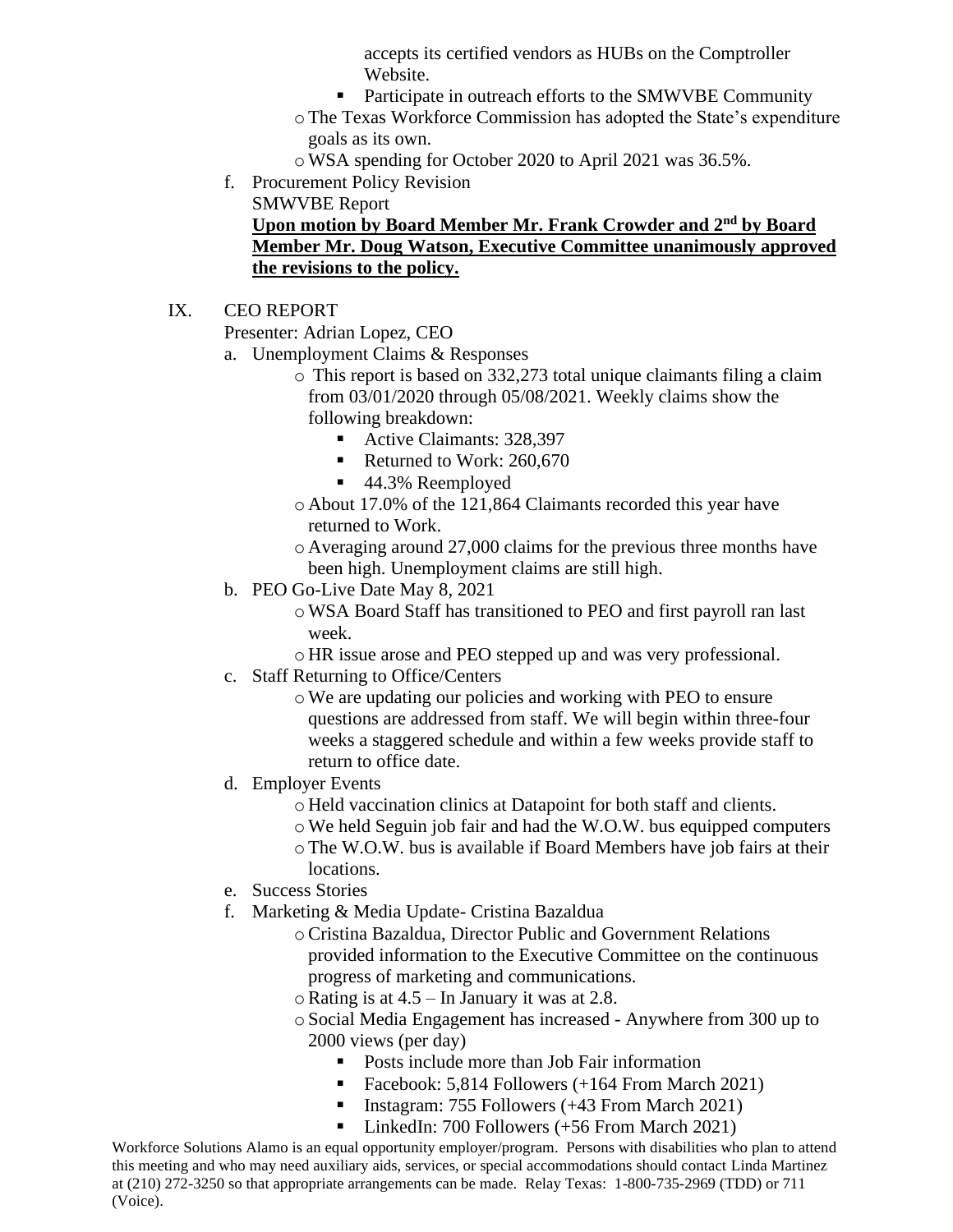accepts its certified vendors as HUBs on the Comptroller Website.
    - Participate in outreach efforts to the SMWVBE Community
  - The Texas Workforce Commission has adopted the State's expenditure goals as its own.
  - WSA spending for October 2020 to April 2021 was 36.5%.

f. Procurement Policy Revision
   SMWVBE Report
   **<u>Upon motion by Board Member Mr. Frank Crowder and 2nd by Board Member Mr. Doug Watson, Executive Committee unanimously approved the revisions to the policy.</u>**

IX. CEO REPORT
Presenter: Adrian Lopez, CEO

a. Unemployment Claims & Responses
  - This report is based on 332,273 total unique claimants filing a claim from 03/01/2020 through 05/08/2021. Weekly claims show the following breakdown:
    - Active Claimants: 328,397
    - Returned to Work: 260,670
    - 44.3% Reemployed
  - About 17.0% of the 121,864 Claimants recorded this year have returned to Work.
  - Averaging around 27,000 claims for the previous three months have been high. Unemployment claims are still high.

b. PEO Go-Live Date May 8, 2021
  - WSA Board Staff has transitioned to PEO and first payroll ran last week.
  - HR issue arose and PEO stepped up and was very professional.

c. Staff Returning to Office/Centers
  - We are updating our policies and working with PEO to ensure questions are addressed from staff. We will begin within three-four weeks a staggered schedule and within a few weeks provide staff to return to office date.

d. Employer Events
  - Held vaccination clinics at Datapoint for both staff and clients.
  - We held Seguin job fair and had the W.O.W. bus equipped computers
  - The W.O.W. bus is available if Board Members have job fairs at their locations.

e. Success Stories

f. Marketing & Media Update- Cristina Bazaldua
  - Cristina Bazaldua, Director Public and Government Relations provided information to the Executive Committee on the continuous progress of marketing and communications.
  - Rating is at 4.5 – In January it was at 2.8.
  - Social Media Engagement has increased - Anywhere from 300 up to 2000 views (per day)
    - Posts include more than Job Fair information
    - Facebook: 5,814 Followers (+164 From March 2021)
    - Instagram: 755 Followers (+43 From March 2021)
    - LinkedIn: 700 Followers (+56 From March 2021)

Workforce Solutions Alamo is an equal opportunity employer/program. Persons with disabilities who plan to attend this meeting and who may need auxiliary aids, services, or special accommodations should contact Linda Martinez at (210) 272-3250 so that appropriate arrangements can be made. Relay Texas: 1-800-735-2969 (TDD) or 711 (Voice).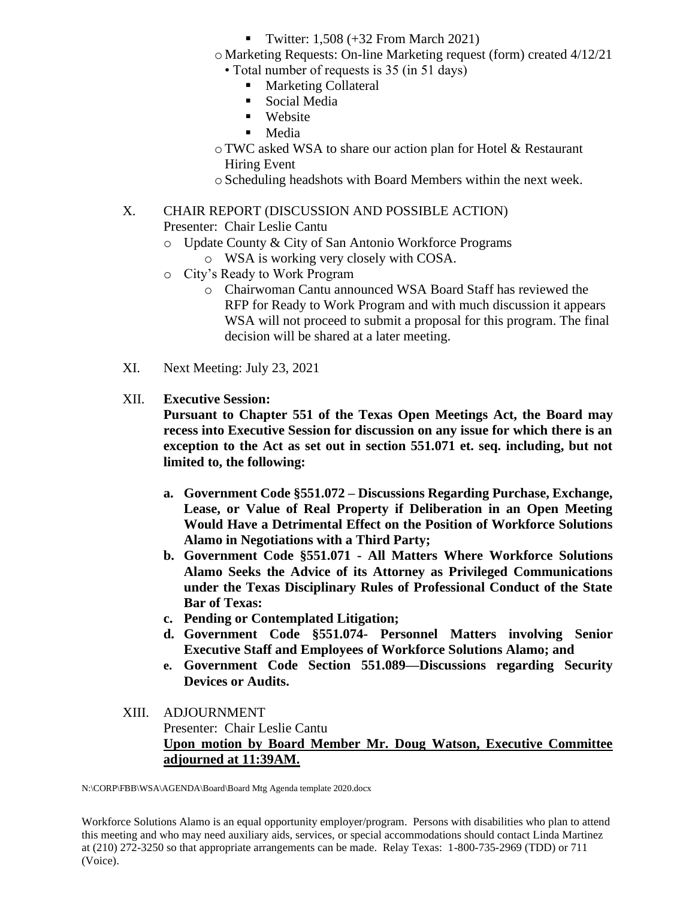- Twitter: 1,508 (+32 From March 2021)
  - Marketing Requests: On-line Marketing request (form) created 4/12/21
    - Total number of requests is 35 (in 51 days)
      - Marketing Collateral
      - Social Media
      - Website
      - Media
  - TWC asked WSA to share our action plan for Hotel & Restaurant Hiring Event
  - Scheduling headshots with Board Members within the next week.

X. CHAIR REPORT (DISCUSSION AND POSSIBLE ACTION)
Presenter: Chair Leslie Cantu

- Update County & City of San Antonio Workforce Programs
  - WSA is working very closely with COSA.
- City's Ready to Work Program
  - Chairwoman Cantu announced WSA Board Staff has reviewed the RFP for Ready to Work Program and with much discussion it appears WSA will not proceed to submit a proposal for this program. The final decision will be shared at a later meeting.

XI. Next Meeting: July 23, 2021

XII. **Executive Session:**
**Pursuant to Chapter 551 of the Texas Open Meetings Act, the Board may recess into Executive Session for discussion on any issue for which there is an exception to the Act as set out in section 551.071 et. seq. including, but not limited to, the following:**

a. **Government Code §551.072 – Discussions Regarding Purchase, Exchange, Lease, or Value of Real Property if Deliberation in an Open Meeting Would Have a Detrimental Effect on the Position of Workforce Solutions Alamo in Negotiations with a Third Party;**
b. **Government Code §551.071 - All Matters Where Workforce Solutions Alamo Seeks the Advice of its Attorney as Privileged Communications under the Texas Disciplinary Rules of Professional Conduct of the State Bar of Texas:**
c. **Pending or Contemplated Litigation;**
d. **Government Code §551.074- Personnel Matters involving Senior Executive Staff and Employees of Workforce Solutions Alamo; and**
e. **Government Code Section 551.089—Discussions regarding Security Devices or Audits.**

XIII. ADJOURNMENT
Presenter: Chair Leslie Cantu
**Upon motion by Board Member Mr. Doug Watson, Executive Committee adjourned at 11:39AM.**

N:\CORP\FBB\WSA\AGENDA\Board\Board Mtg Agenda template 2020.docx

Workforce Solutions Alamo is an equal opportunity employer/program. Persons with disabilities who plan to attend this meeting and who may need auxiliary aids, services, or special accommodations should contact Linda Martinez at (210) 272-3250 so that appropriate arrangements can be made. Relay Texas: 1-800-735-2969 (TDD) or 711 (Voice).